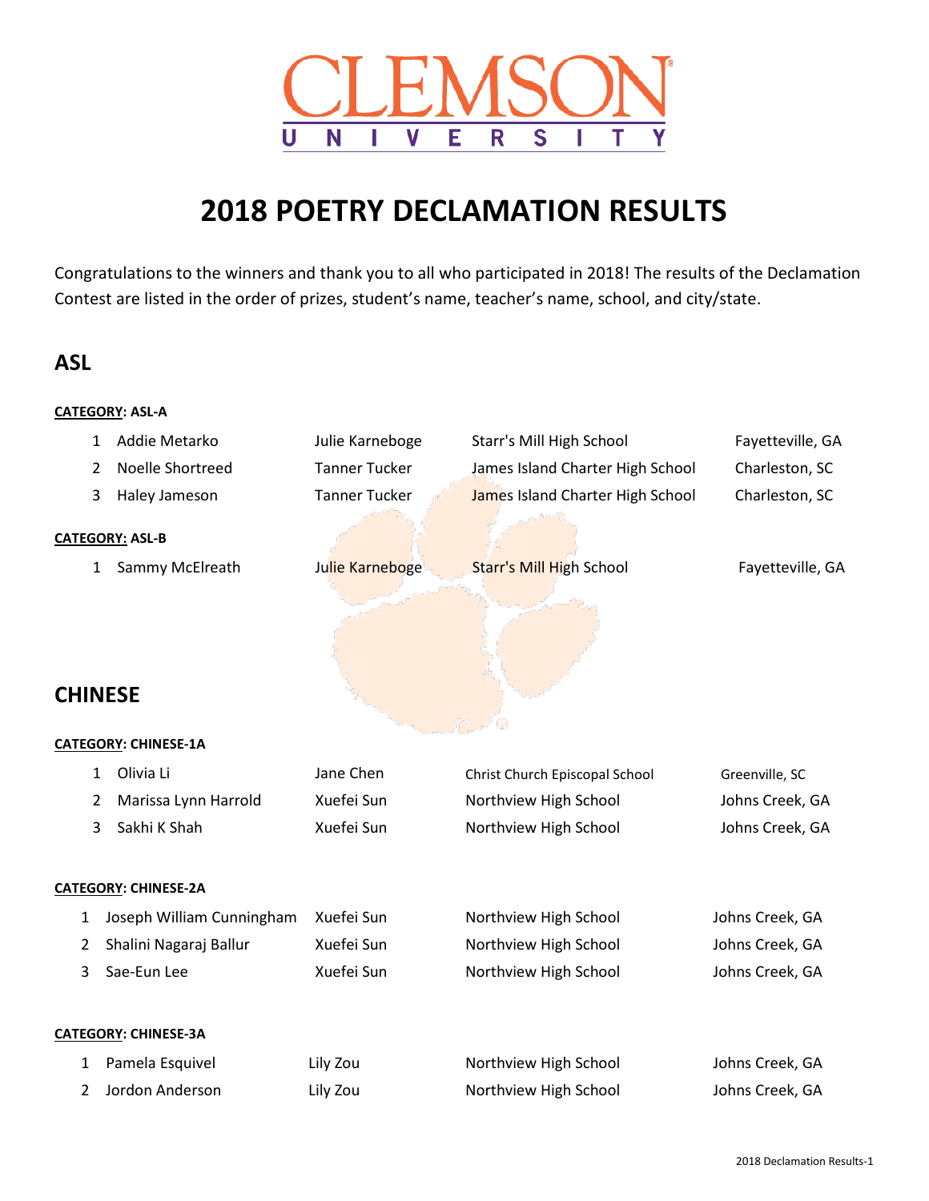CLEMSON UNIVERSITY

# 2018 POETRY DECLAMATION RESULTS

Congratulations to the winners and thank you to all who participated in 2018! The results of the Declamation Contest are listed in the order of prizes, student's name, teacher's name, school, and city/state.

## ASL

**CATEGORY: ASL-A**

| Prize | Student | Teacher | School | City/State |
|---|---|---|---|---|
| 1 | Addie Metarko | Julie Karneboge | Starr's Mill High School | Fayetteville, GA |
| 2 | Noelle Shortreed | Tanner Tucker | James Island Charter High School | Charleston, SC |
| 3 | Haley Jameson | Tanner Tucker | James Island Charter High School | Charleston, SC |

**CATEGORY: ASL-B**

| Prize | Student | Teacher | School | City/State |
|---|---|---|---|---|
| 1 | Sammy McElreath | Julie Karneboge | Starr's Mill High School | Fayetteville, GA |

## CHINESE

**CATEGORY: CHINESE-1A**

| Prize | Student | Teacher | School | City/State |
|---|---|---|---|---|
| 1 | Olivia Li | Jane Chen | Christ Church Episcopal School | Greenville, SC |
| 2 | Marissa Lynn Harrold | Xuefei Sun | Northview High School | Johns Creek, GA |
| 3 | Sakhi K Shah | Xuefei Sun | Northview High School | Johns Creek, GA |

**CATEGORY: CHINESE-2A**

| Prize | Student | Teacher | School | City/State |
|---|---|---|---|---|
| 1 | Joseph William Cunningham | Xuefei Sun | Northview High School | Johns Creek, GA |
| 2 | Shalini Nagaraj Ballur | Xuefei Sun | Northview High School | Johns Creek, GA |
| 3 | Sae-Eun Lee | Xuefei Sun | Northview High School | Johns Creek, GA |

**CATEGORY: CHINESE-3A**

| Prize | Student | Teacher | School | City/State |
|---|---|---|---|---|
| 1 | Pamela Esquivel | Lily Zou | Northview High School | Johns Creek, GA |
| 2 | Jordon Anderson | Lily Zou | Northview High School | Johns Creek, GA |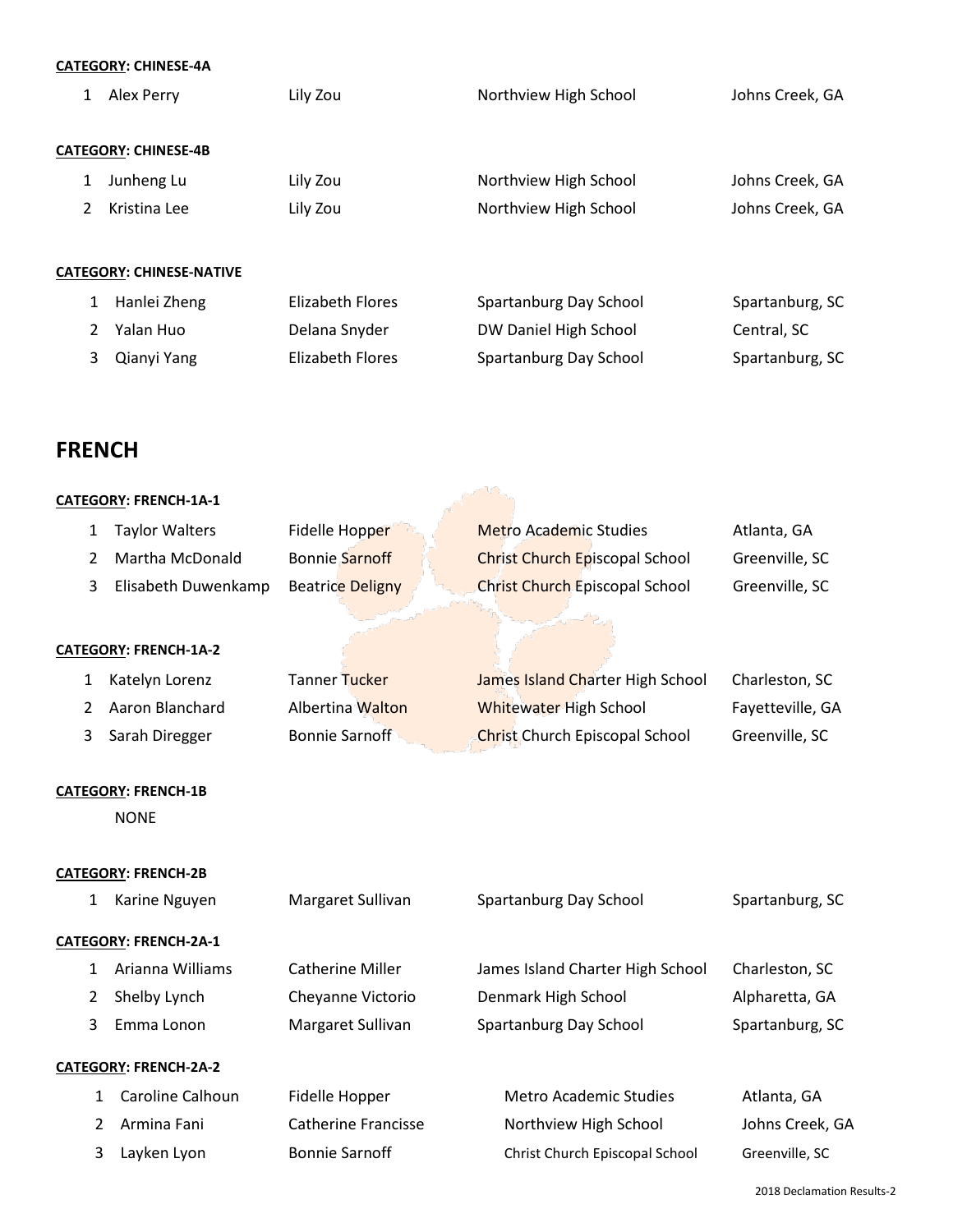**CATEGORY: CHINESE-4A**

| | | | | |
|---|---|---|---|---|
| 1 | Alex Perry | Lily Zou | Northview High School | Johns Creek, GA |

**CATEGORY: CHINESE-4B**

| | | | | |
|---|---|---|---|---|
| 1 | Junheng Lu | Lily Zou | Northview High School | Johns Creek, GA |
| 2 | Kristina Lee | Lily Zou | Northview High School | Johns Creek, GA |

**CATEGORY: CHINESE-NATIVE**

| | | | | |
|---|---|---|---|---|
| 1 | Hanlei Zheng | Elizabeth Flores | Spartanburg Day School | Spartanburg, SC |
| 2 | Yalan Huo | Delana Snyder | DW Daniel High School | Central, SC |
| 3 | Qianyi Yang | Elizabeth Flores | Spartanburg Day School | Spartanburg, SC |

## FRENCH

**CATEGORY: FRENCH-1A-1**

| | | | | |
|---|---|---|---|---|
| 1 | Taylor Walters | Fidelle Hopper | Metro Academic Studies | Atlanta, GA |
| 2 | Martha McDonald | Bonnie Sarnoff | Christ Church Episcopal School | Greenville, SC |
| 3 | Elisabeth Duwenkamp | Beatrice Deligny | Christ Church Episcopal School | Greenville, SC |

**CATEGORY: FRENCH-1A-2**

| | | | | |
|---|---|---|---|---|
| 1 | Katelyn Lorenz | Tanner Tucker | James Island Charter High School | Charleston, SC |
| 2 | Aaron Blanchard | Albertina Walton | Whitewater High School | Fayetteville, GA |
| 3 | Sarah Diregger | Bonnie Sarnoff | Christ Church Episcopal School | Greenville, SC |

**CATEGORY: FRENCH-1B**

NONE

**CATEGORY: FRENCH-2B**

| | | | | |
|---|---|---|---|---|
| 1 | Karine Nguyen | Margaret Sullivan | Spartanburg Day School | Spartanburg, SC |

**CATEGORY: FRENCH-2A-1**

| | | | | |
|---|---|---|---|---|
| 1 | Arianna Williams | Catherine Miller | James Island Charter High School | Charleston, SC |
| 2 | Shelby Lynch | Cheyanne Victorio | Denmark High School | Alpharetta, GA |
| 3 | Emma Lonon | Margaret Sullivan | Spartanburg Day School | Spartanburg, SC |

**CATEGORY: FRENCH-2A-2**

| | | | | |
|---|---|---|---|---|
| 1 | Caroline Calhoun | Fidelle Hopper | Metro Academic Studies | Atlanta, GA |
| 2 | Armina Fani | Catherine Francisse | Northview High School | Johns Creek, GA |
| 3 | Layken Lyon | Bonnie Sarnoff | Christ Church Episcopal School | Greenville, SC |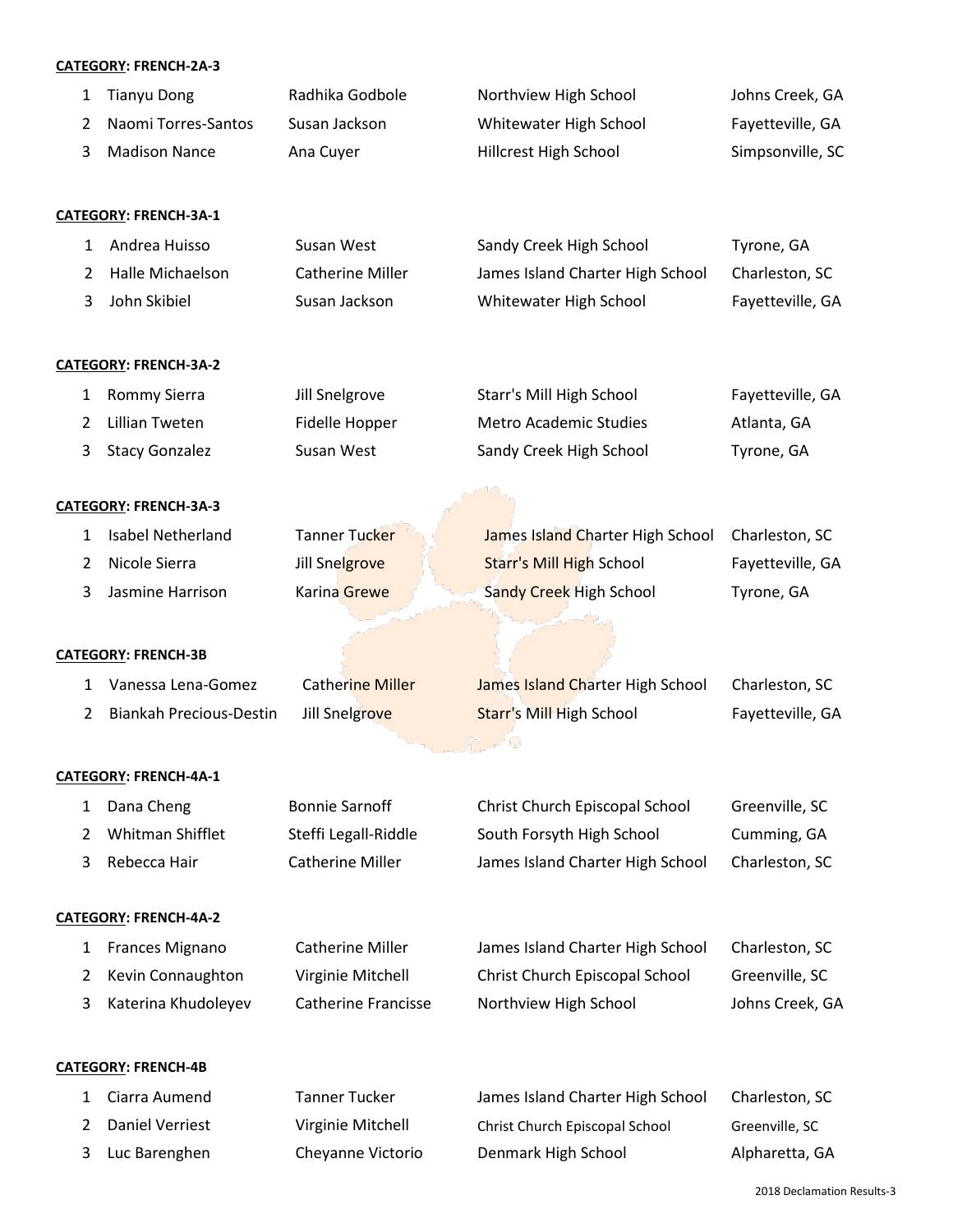**CATEGORY: FRENCH-2A-3**

| | | | | |
|---|---|---|---|---|
| 1 | Tianyu Dong | Radhika Godbole | Northview High School | Johns Creek, GA |
| 2 | Naomi Torres-Santos | Susan Jackson | Whitewater High School | Fayetteville, GA |
| 3 | Madison Nance | Ana Cuyer | Hillcrest High School | Simpsonville, SC |

**CATEGORY: FRENCH-3A-1**

| | | | | |
|---|---|---|---|---|
| 1 | Andrea Huisso | Susan West | Sandy Creek High School | Tyrone, GA |
| 2 | Halle Michaelson | Catherine Miller | James Island Charter High School | Charleston, SC |
| 3 | John Skibiel | Susan Jackson | Whitewater High School | Fayetteville, GA |

**CATEGORY: FRENCH-3A-2**

| | | | | |
|---|---|---|---|---|
| 1 | Rommy Sierra | Jill Snelgrove | Starr's Mill High School | Fayetteville, GA |
| 2 | Lillian Tweten | Fidelle Hopper | Metro Academic Studies | Atlanta, GA |
| 3 | Stacy Gonzalez | Susan West | Sandy Creek High School | Tyrone, GA |

**CATEGORY: FRENCH-3A-3**

| | | | | |
|---|---|---|---|---|
| 1 | Isabel Netherland | Tanner Tucker | James Island Charter High School | Charleston, SC |
| 2 | Nicole Sierra | Jill Snelgrove | Starr's Mill High School | Fayetteville, GA |
| 3 | Jasmine Harrison | Karina Grewe | Sandy Creek High School | Tyrone, GA |

**CATEGORY: FRENCH-3B**

| | | | | |
|---|---|---|---|---|
| 1 | Vanessa Lena-Gomez | Catherine Miller | James Island Charter High School | Charleston, SC |
| 2 | Biankah Precious-Destin | Jill Snelgrove | Starr's Mill High School | Fayetteville, GA |

**CATEGORY: FRENCH-4A-1**

| | | | | |
|---|---|---|---|---|
| 1 | Dana Cheng | Bonnie Sarnoff | Christ Church Episcopal School | Greenville, SC |
| 2 | Whitman Shifflet | Steffi Legall-Riddle | South Forsyth High School | Cumming, GA |
| 3 | Rebecca Hair | Catherine Miller | James Island Charter High School | Charleston, SC |

**CATEGORY: FRENCH-4A-2**

| | | | | |
|---|---|---|---|---|
| 1 | Frances Mignano | Catherine Miller | James Island Charter High School | Charleston, SC |
| 2 | Kevin Connaughton | Virginie Mitchell | Christ Church Episcopal School | Greenville, SC |
| 3 | Katerina Khudoleyev | Catherine Francisse | Northview High School | Johns Creek, GA |

**CATEGORY: FRENCH-4B**

| | | | | |
|---|---|---|---|---|
| 1 | Ciarra Aumend | Tanner Tucker | James Island Charter High School | Charleston, SC |
| 2 | Daniel Verriest | Virginie Mitchell | Christ Church Episcopal School | Greenville, SC |
| 3 | Luc Barenghen | Cheyanne Victorio | Denmark High School | Alpharetta, GA |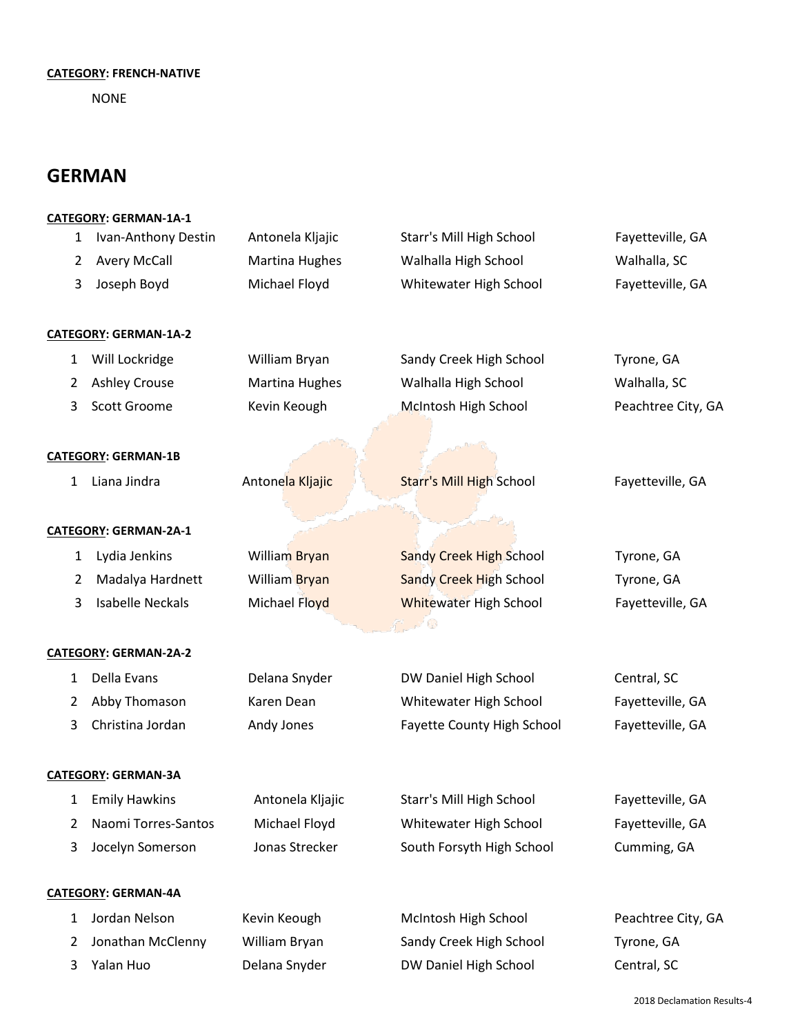**CATEGORY: FRENCH-NATIVE**

NONE

## GERMAN

**CATEGORY: GERMAN-1A-1**

| | | | | |
|---|---|---|---|---|
| 1 | Ivan-Anthony Destin | Antonela Kljajic | Starr's Mill High School | Fayetteville, GA |
| 2 | Avery McCall | Martina Hughes | Walhalla High School | Walhalla, SC |
| 3 | Joseph Boyd | Michael Floyd | Whitewater High School | Fayetteville, GA |

**CATEGORY: GERMAN-1A-2**

| | | | | |
|---|---|---|---|---|
| 1 | Will Lockridge | William Bryan | Sandy Creek High School | Tyrone, GA |
| 2 | Ashley Crouse | Martina Hughes | Walhalla High School | Walhalla, SC |
| 3 | Scott Groome | Kevin Keough | McIntosh High School | Peachtree City, GA |

**CATEGORY: GERMAN-1B**

| | | | | |
|---|---|---|---|---|
| 1 | Liana Jindra | Antonela Kljajic | Starr's Mill High School | Fayetteville, GA |

**CATEGORY: GERMAN-2A-1**

| | | | | |
|---|---|---|---|---|
| 1 | Lydia Jenkins | William Bryan | Sandy Creek High School | Tyrone, GA |
| 2 | Madalya Hardnett | William Bryan | Sandy Creek High School | Tyrone, GA |
| 3 | Isabelle Neckals | Michael Floyd | Whitewater High School | Fayetteville, GA |

**CATEGORY: GERMAN-2A-2**

| | | | | |
|---|---|---|---|---|
| 1 | Della Evans | Delana Snyder | DW Daniel High School | Central, SC |
| 2 | Abby Thomason | Karen Dean | Whitewater High School | Fayetteville, GA |
| 3 | Christina Jordan | Andy Jones | Fayette County High School | Fayetteville, GA |

**CATEGORY: GERMAN-3A**

| | | | | |
|---|---|---|---|---|
| 1 | Emily Hawkins | Antonela Kljajic | Starr's Mill High School | Fayetteville, GA |
| 2 | Naomi Torres-Santos | Michael Floyd | Whitewater High School | Fayetteville, GA |
| 3 | Jocelyn Somerson | Jonas Strecker | South Forsyth High School | Cumming, GA |

**CATEGORY: GERMAN-4A**

| | | | | |
|---|---|---|---|---|
| 1 | Jordan Nelson | Kevin Keough | McIntosh High School | Peachtree City, GA |
| 2 | Jonathan McClenny | William Bryan | Sandy Creek High School | Tyrone, GA |
| 3 | Yalan Huo | Delana Snyder | DW Daniel High School | Central, SC |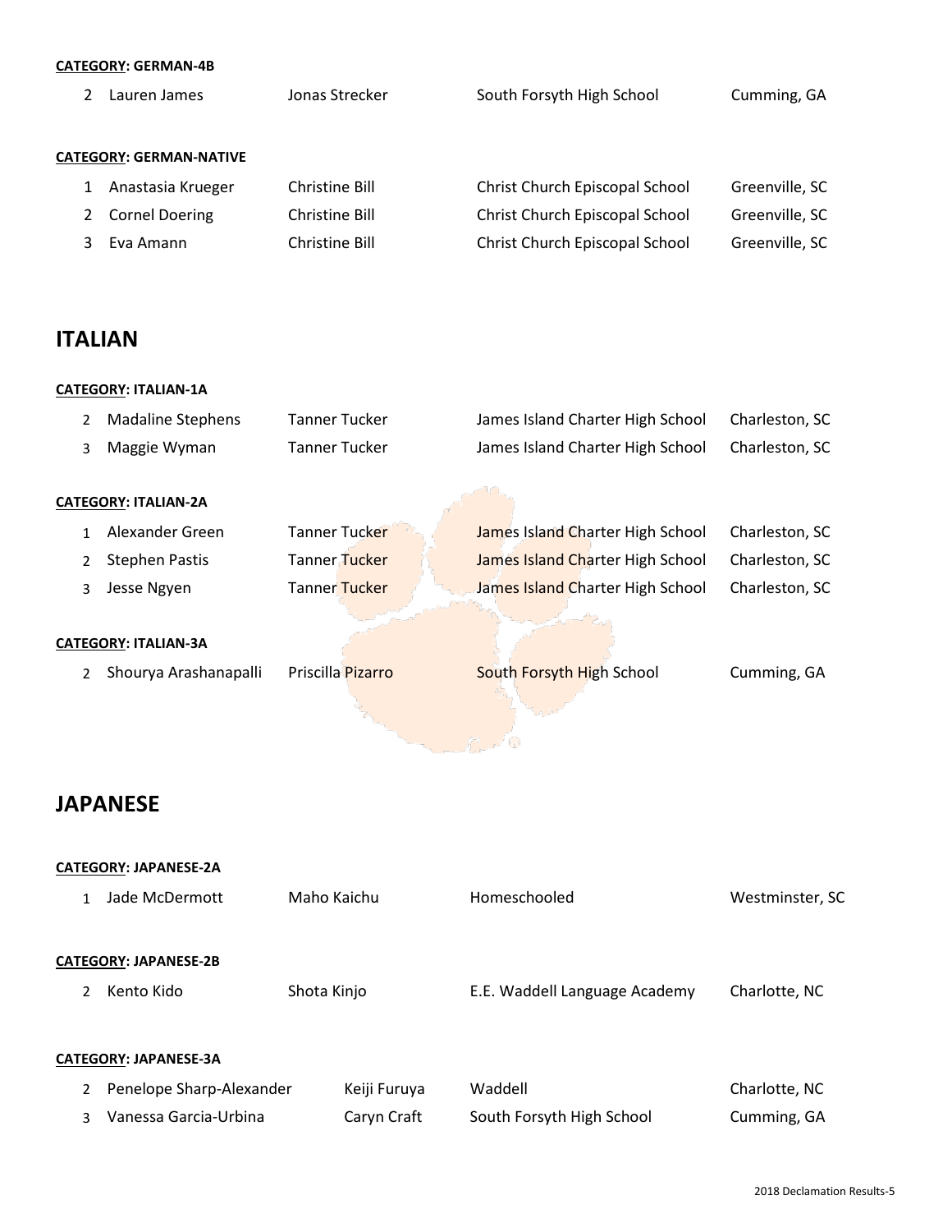**CATEGORY: GERMAN-4B**

| | | | | |
|---|---|---|---|---|
| 2 | Lauren James | Jonas Strecker | South Forsyth High School | Cumming, GA |

**CATEGORY: GERMAN-NATIVE**

| | | | | |
|---|---|---|---|---|
| 1 | Anastasia Krueger | Christine Bill | Christ Church Episcopal School | Greenville, SC |
| 2 | Cornel Doering | Christine Bill | Christ Church Episcopal School | Greenville, SC |
| 3 | Eva Amann | Christine Bill | Christ Church Episcopal School | Greenville, SC |

## ITALIAN

**CATEGORY: ITALIAN-1A**

| | | | | |
|---|---|---|---|---|
| 2 | Madaline Stephens | Tanner Tucker | James Island Charter High School | Charleston, SC |
| 3 | Maggie Wyman | Tanner Tucker | James Island Charter High School | Charleston, SC |

**CATEGORY: ITALIAN-2A**

| | | | | |
|---|---|---|---|---|
| 1 | Alexander Green | Tanner Tucker | James Island Charter High School | Charleston, SC |
| 2 | Stephen Pastis | Tanner Tucker | James Island Charter High School | Charleston, SC |
| 3 | Jesse Ngyen | Tanner Tucker | James Island Charter High School | Charleston, SC |

**CATEGORY: ITALIAN-3A**

| | | | | |
|---|---|---|---|---|
| 2 | Shourya Arashanapalli | Priscilla Pizarro | South Forsyth High School | Cumming, GA |

## JAPANESE

**CATEGORY: JAPANESE-2A**

| | | | | |
|---|---|---|---|---|
| 1 | Jade McDermott | Maho Kaichu | Homeschooled | Westminster, SC |

**CATEGORY: JAPANESE-2B**

| | | | | |
|---|---|---|---|---|
| 2 | Kento Kido | Shota Kinjo | E.E. Waddell Language Academy | Charlotte, NC |

**CATEGORY: JAPANESE-3A**

| | | | | |
|---|---|---|---|---|
| 2 | Penelope Sharp-Alexander | Keiji Furuya | Waddell | Charlotte, NC |
| 3 | Vanessa Garcia-Urbina | Caryn Craft | South Forsyth High School | Cumming, GA |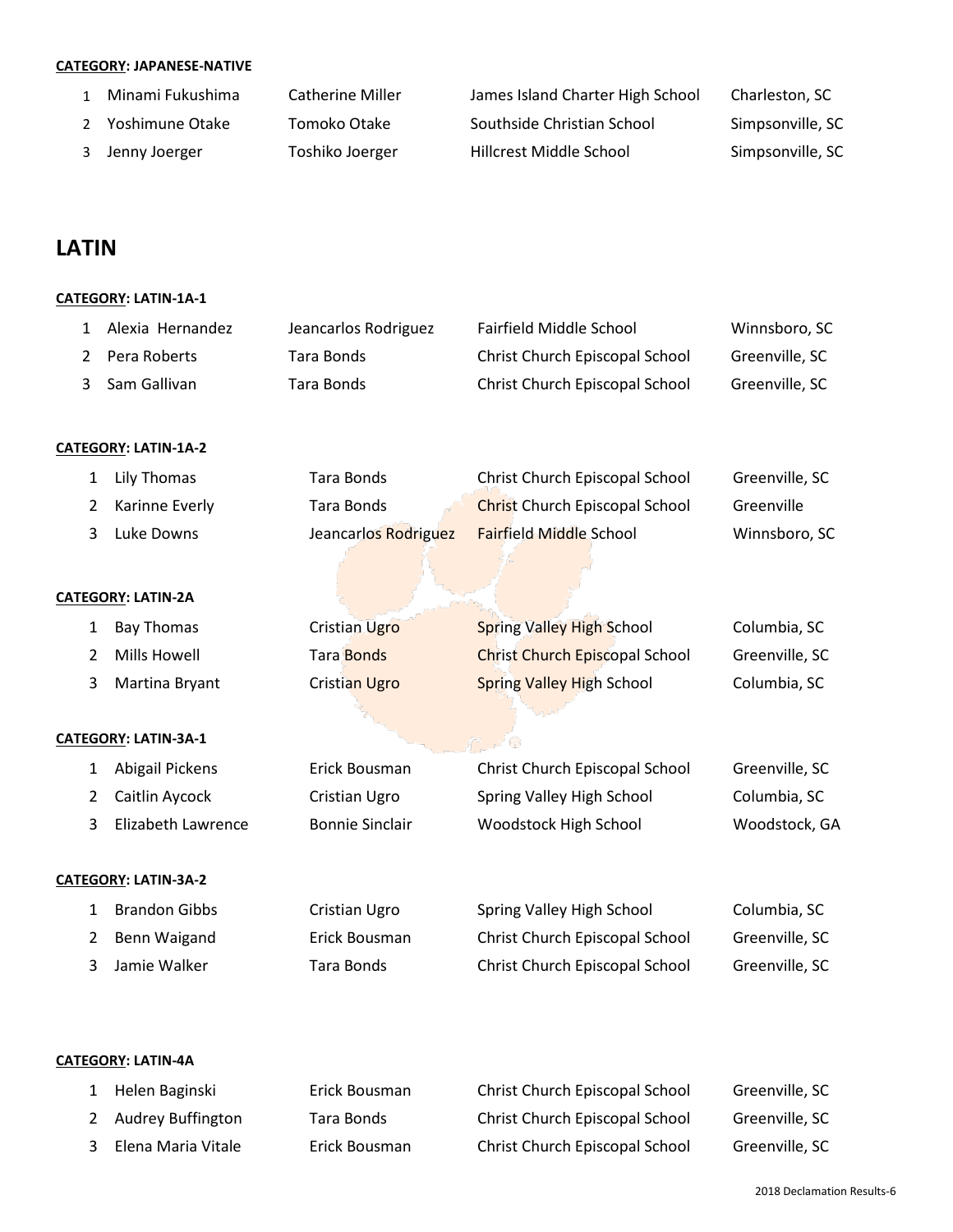**CATEGORY: JAPANESE-NATIVE**

| | | | | |
|---|---|---|---|---|
| 1 | Minami Fukushima | Catherine Miller | James Island Charter High School | Charleston, SC |
| 2 | Yoshimune Otake | Tomoko Otake | Southside Christian School | Simpsonville, SC |
| 3 | Jenny Joerger | Toshiko Joerger | Hillcrest Middle School | Simpsonville, SC |

## LATIN

**CATEGORY: LATIN-1A-1**

| | | | | |
|---|---|---|---|---|
| 1 | Alexia Hernandez | Jeancarlos Rodriguez | Fairfield Middle School | Winnsboro, SC |
| 2 | Pera Roberts | Tara Bonds | Christ Church Episcopal School | Greenville, SC |
| 3 | Sam Gallivan | Tara Bonds | Christ Church Episcopal School | Greenville, SC |

**CATEGORY: LATIN-1A-2**

| | | | | |
|---|---|---|---|---|
| 1 | Lily Thomas | Tara Bonds | Christ Church Episcopal School | Greenville, SC |
| 2 | Karinne Everly | Tara Bonds | Christ Church Episcopal School | Greenville |
| 3 | Luke Downs | Jeancarlos Rodriguez | Fairfield Middle School | Winnsboro, SC |

**CATEGORY: LATIN-2A**

| | | | | |
|---|---|---|---|---|
| 1 | Bay Thomas | Cristian Ugro | Spring Valley High School | Columbia, SC |
| 2 | Mills Howell | Tara Bonds | Christ Church Episcopal School | Greenville, SC |
| 3 | Martina Bryant | Cristian Ugro | Spring Valley High School | Columbia, SC |

**CATEGORY: LATIN-3A-1**

| | | | | |
|---|---|---|---|---|
| 1 | Abigail Pickens | Erick Bousman | Christ Church Episcopal School | Greenville, SC |
| 2 | Caitlin Aycock | Cristian Ugro | Spring Valley High School | Columbia, SC |
| 3 | Elizabeth Lawrence | Bonnie Sinclair | Woodstock High School | Woodstock, GA |

**CATEGORY: LATIN-3A-2**

| | | | | |
|---|---|---|---|---|
| 1 | Brandon Gibbs | Cristian Ugro | Spring Valley High School | Columbia, SC |
| 2 | Benn Waigand | Erick Bousman | Christ Church Episcopal School | Greenville, SC |
| 3 | Jamie Walker | Tara Bonds | Christ Church Episcopal School | Greenville, SC |

**CATEGORY: LATIN-4A**

| | | | | |
|---|---|---|---|---|
| 1 | Helen Baginski | Erick Bousman | Christ Church Episcopal School | Greenville, SC |
| 2 | Audrey Buffington | Tara Bonds | Christ Church Episcopal School | Greenville, SC |
| 3 | Elena Maria Vitale | Erick Bousman | Christ Church Episcopal School | Greenville, SC |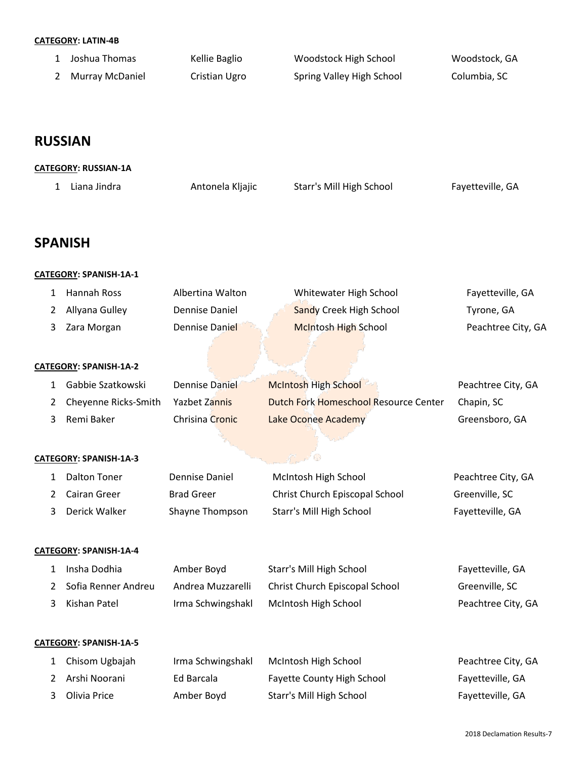**CATEGORY: LATIN-4B**

| | | | | |
|---|---|---|---|---|
| 1 | Joshua Thomas | Kellie Baglio | Woodstock High School | Woodstock, GA |
| 2 | Murray McDaniel | Cristian Ugro | Spring Valley High School | Columbia, SC |

## RUSSIAN

**CATEGORY: RUSSIAN-1A**

| | | | | |
|---|---|---|---|---|
| 1 | Liana Jindra | Antonela Kljajic | Starr's Mill High School | Fayetteville, GA |

## SPANISH

**CATEGORY: SPANISH-1A-1**

| | | | | |
|---|---|---|---|---|
| 1 | Hannah Ross | Albertina Walton | Whitewater High School | Fayetteville, GA |
| 2 | Allyana Gulley | Dennise Daniel | Sandy Creek High School | Tyrone, GA |
| 3 | Zara Morgan | Dennise Daniel | McIntosh High School | Peachtree City, GA |

**CATEGORY: SPANISH-1A-2**

| | | | | |
|---|---|---|---|---|
| 1 | Gabbie Szatkowski | Dennise Daniel | McIntosh High School | Peachtree City, GA |
| 2 | Cheyenne Ricks-Smith | Yazbet Zannis | Dutch Fork Homeschool Resource Center | Chapin, SC |
| 3 | Remi Baker | Chrisina Cronic | Lake Oconee Academy | Greensboro, GA |

**CATEGORY: SPANISH-1A-3**

| | | | | |
|---|---|---|---|---|
| 1 | Dalton Toner | Dennise Daniel | McIntosh High School | Peachtree City, GA |
| 2 | Cairan Greer | Brad Greer | Christ Church Episcopal School | Greenville, SC |
| 3 | Derick Walker | Shayne Thompson | Starr's Mill High School | Fayetteville, GA |

**CATEGORY: SPANISH-1A-4**

| | | | | |
|---|---|---|---|---|
| 1 | Insha Dodhia | Amber Boyd | Starr's Mill High School | Fayetteville, GA |
| 2 | Sofia Renner Andreu | Andrea Muzzarelli | Christ Church Episcopal School | Greenville, SC |
| 3 | Kishan Patel | Irma Schwingshakl | McIntosh High School | Peachtree City, GA |

**CATEGORY: SPANISH-1A-5**

| | | | | |
|---|---|---|---|---|
| 1 | Chisom Ugbajah | Irma Schwingshakl | McIntosh High School | Peachtree City, GA |
| 2 | Arshi Noorani | Ed Barcala | Fayette County High School | Fayetteville, GA |
| 3 | Olivia Price | Amber Boyd | Starr's Mill High School | Fayetteville, GA |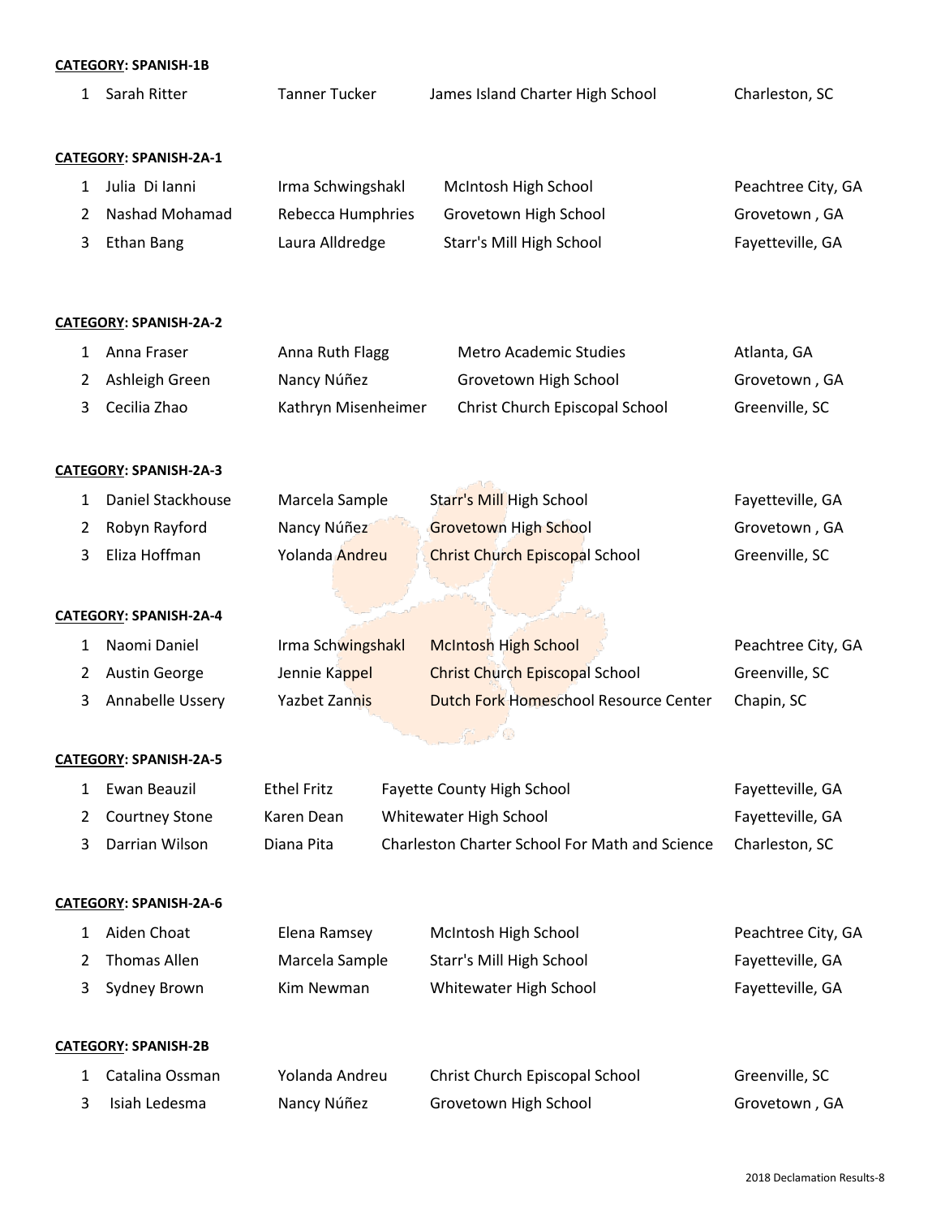**CATEGORY: SPANISH-1B**

| | | | | |
|---|---|---|---|---|
| 1 | Sarah Ritter | Tanner Tucker | James Island Charter High School | Charleston, SC |

**CATEGORY: SPANISH-2A-1**

| | | | | |
|---|---|---|---|---|
| 1 | Julia Di Ianni | Irma Schwingshakl | McIntosh High School | Peachtree City, GA |
| 2 | Nashad Mohamad | Rebecca Humphries | Grovetown High School | Grovetown , GA |
| 3 | Ethan Bang | Laura Alldredge | Starr's Mill High School | Fayetteville, GA |

**CATEGORY: SPANISH-2A-2**

| | | | | |
|---|---|---|---|---|
| 1 | Anna Fraser | Anna Ruth Flagg | Metro Academic Studies | Atlanta, GA |
| 2 | Ashleigh Green | Nancy Núñez | Grovetown High School | Grovetown , GA |
| 3 | Cecilia Zhao | Kathryn Misenheimer | Christ Church Episcopal School | Greenville, SC |

**CATEGORY: SPANISH-2A-3**

| | | | | |
|---|---|---|---|---|
| 1 | Daniel Stackhouse | Marcela Sample | Starr's Mill High School | Fayetteville, GA |
| 2 | Robyn Rayford | Nancy Núñez | Grovetown High School | Grovetown , GA |
| 3 | Eliza Hoffman | Yolanda Andreu | Christ Church Episcopal School | Greenville, SC |

**CATEGORY: SPANISH-2A-4**

| | | | | |
|---|---|---|---|---|
| 1 | Naomi Daniel | Irma Schwingshakl | McIntosh High School | Peachtree City, GA |
| 2 | Austin George | Jennie Kappel | Christ Church Episcopal School | Greenville, SC |
| 3 | Annabelle Ussery | Yazbet Zannis | Dutch Fork Homeschool Resource Center | Chapin, SC |

**CATEGORY: SPANISH-2A-5**

| | | | | |
|---|---|---|---|---|
| 1 | Ewan Beauzil | Ethel Fritz | Fayette County High School | Fayetteville, GA |
| 2 | Courtney Stone | Karen Dean | Whitewater High School | Fayetteville, GA |
| 3 | Darrian Wilson | Diana Pita | Charleston Charter School For Math and Science | Charleston, SC |

**CATEGORY: SPANISH-2A-6**

| | | | | |
|---|---|---|---|---|
| 1 | Aiden Choat | Elena Ramsey | McIntosh High School | Peachtree City, GA |
| 2 | Thomas Allen | Marcela Sample | Starr's Mill High School | Fayetteville, GA |
| 3 | Sydney Brown | Kim Newman | Whitewater High School | Fayetteville, GA |

**CATEGORY: SPANISH-2B**

| | | | | |
|---|---|---|---|---|
| 1 | Catalina Ossman | Yolanda Andreu | Christ Church Episcopal School | Greenville, SC |
| 3 | Isiah Ledesma | Nancy Núñez | Grovetown High School | Grovetown , GA |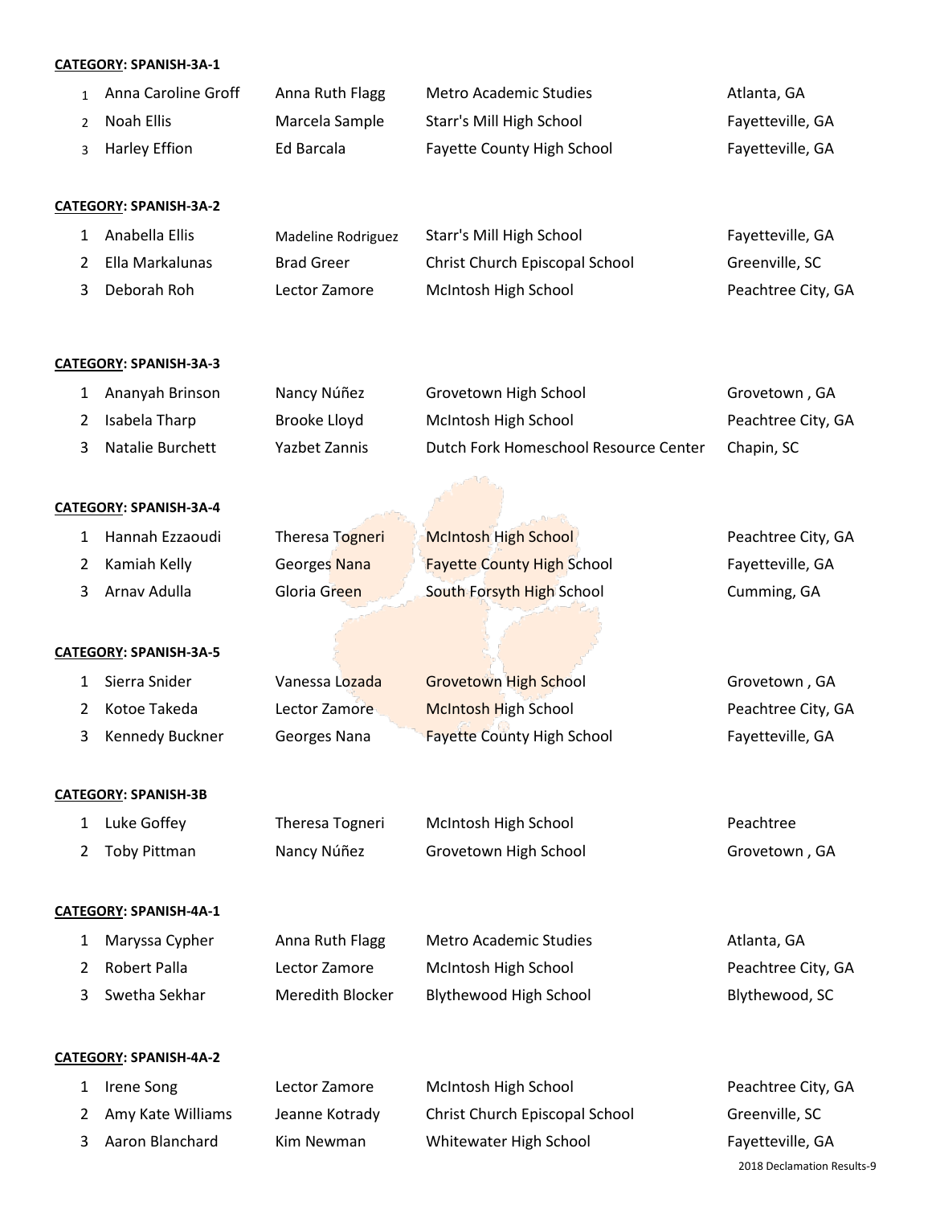**CATEGORY**: **SPANISH-3A-1**

| | | | | |
|---|---|---|---|---|
| 1 | Anna Caroline Groff | Anna Ruth Flagg | Metro Academic Studies | Atlanta, GA |
| 2 | Noah Ellis | Marcela Sample | Starr's Mill High School | Fayetteville, GA |
| 3 | Harley Effion | Ed Barcala | Fayette County High School | Fayetteville, GA |

**CATEGORY**: **SPANISH-3A-2**

| | | | | |
|---|---|---|---|---|
| 1 | Anabella Ellis | Madeline Rodriguez | Starr's Mill High School | Fayetteville, GA |
| 2 | Ella Markalunas | Brad Greer | Christ Church Episcopal School | Greenville, SC |
| 3 | Deborah Roh | Lector Zamore | McIntosh High School | Peachtree City, GA |

**CATEGORY**: **SPANISH-3A-3**

| | | | | |
|---|---|---|---|---|
| 1 | Ananyah Brinson | Nancy Núñez | Grovetown High School | Grovetown , GA |
| 2 | Isabela Tharp | Brooke Lloyd | McIntosh High School | Peachtree City, GA |
| 3 | Natalie Burchett | Yazbet Zannis | Dutch Fork Homeschool Resource Center | Chapin, SC |

**CATEGORY**: **SPANISH-3A-4**

| | | | | |
|---|---|---|---|---|
| 1 | Hannah Ezzaoudi | Theresa Togneri | McIntosh High School | Peachtree City, GA |
| 2 | Kamiah Kelly | Georges Nana | Fayette County High School | Fayetteville, GA |
| 3 | Arnav Adulla | Gloria Green | South Forsyth High School | Cumming, GA |

**CATEGORY**: **SPANISH-3A-5**

| | | | | |
|---|---|---|---|---|
| 1 | Sierra Snider | Vanessa Lozada | Grovetown High School | Grovetown , GA |
| 2 | Kotoe Takeda | Lector Zamore | McIntosh High School | Peachtree City, GA |
| 3 | Kennedy Buckner | Georges Nana | Fayette County High School | Fayetteville, GA |

**CATEGORY**: **SPANISH-3B**

| | | | | |
|---|---|---|---|---|
| 1 | Luke Goffey | Theresa Togneri | McIntosh High School | Peachtree |
| 2 | Toby Pittman | Nancy Núñez | Grovetown High School | Grovetown , GA |

**CATEGORY**: **SPANISH-4A-1**

| | | | | |
|---|---|---|---|---|
| 1 | Maryssa Cypher | Anna Ruth Flagg | Metro Academic Studies | Atlanta, GA |
| 2 | Robert Palla | Lector Zamore | McIntosh High School | Peachtree City, GA |
| 3 | Swetha Sekhar | Meredith Blocker | Blythewood High School | Blythewood, SC |

**CATEGORY**: **SPANISH-4A-2**

| | | | | |
|---|---|---|---|---|
| 1 | Irene Song | Lector Zamore | McIntosh High School | Peachtree City, GA |
| 2 | Amy Kate Williams | Jeanne Kotrady | Christ Church Episcopal School | Greenville, SC |
| 3 | Aaron Blanchard | Kim Newman | Whitewater High School | Fayetteville, GA |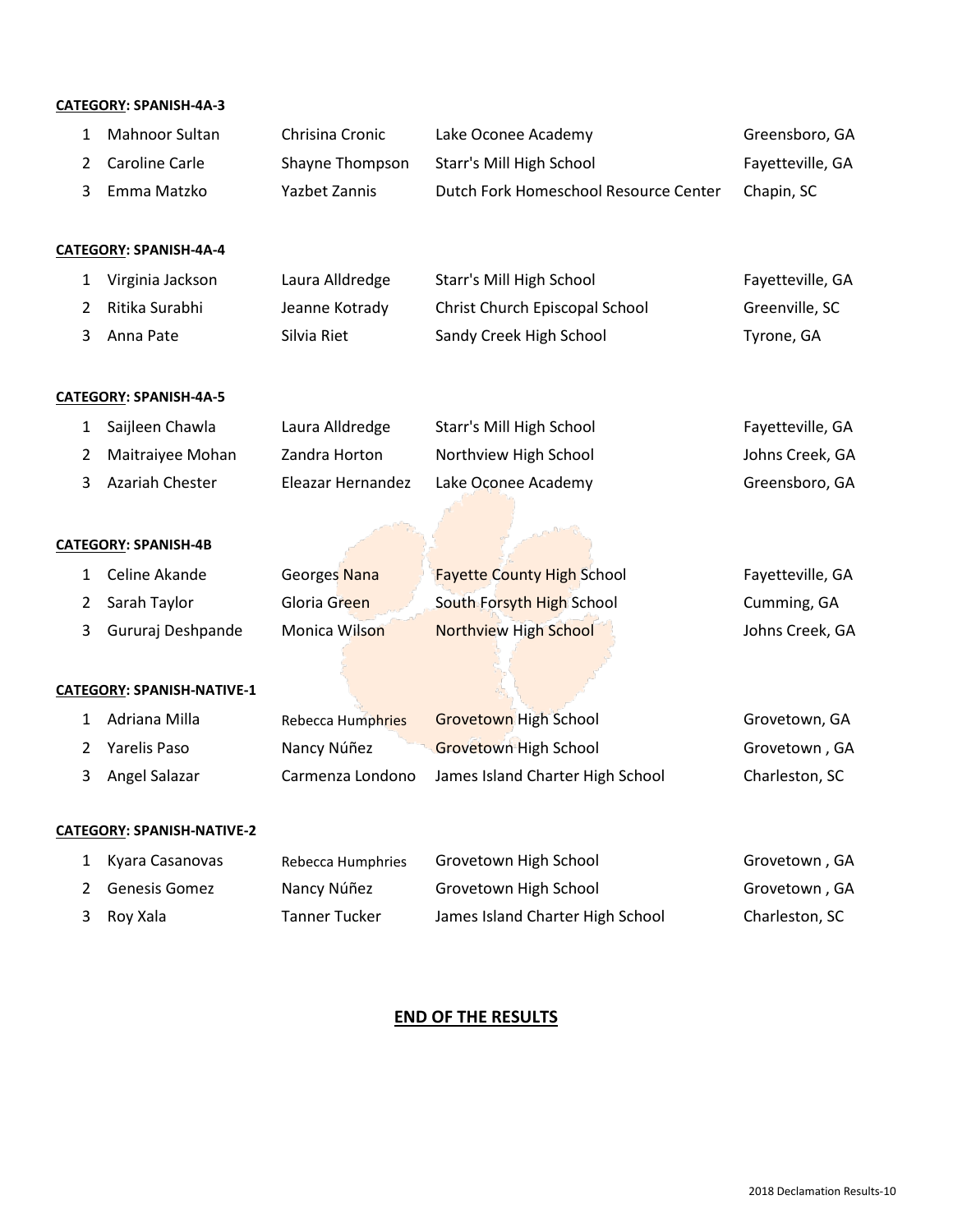**CATEGORY: SPANISH-4A-3**

| | | | | |
|---|---|---|---|---|
| 1 | Mahnoor Sultan | Chrisina Cronic | Lake Oconee Academy | Greensboro, GA |
| 2 | Caroline Carle | Shayne Thompson | Starr's Mill High School | Fayetteville, GA |
| 3 | Emma Matzko | Yazbet Zannis | Dutch Fork Homeschool Resource Center | Chapin, SC |

**CATEGORY: SPANISH-4A-4**

| | | | | |
|---|---|---|---|---|
| 1 | Virginia Jackson | Laura Alldredge | Starr's Mill High School | Fayetteville, GA |
| 2 | Ritika Surabhi | Jeanne Kotrady | Christ Church Episcopal School | Greenville, SC |
| 3 | Anna Pate | Silvia Riet | Sandy Creek High School | Tyrone, GA |

**CATEGORY: SPANISH-4A-5**

| | | | | |
|---|---|---|---|---|
| 1 | Saijleen Chawla | Laura Alldredge | Starr's Mill High School | Fayetteville, GA |
| 2 | Maitraiyee Mohan | Zandra Horton | Northview High School | Johns Creek, GA |
| 3 | Azariah Chester | Eleazar Hernandez | Lake Oconee Academy | Greensboro, GA |

**CATEGORY: SPANISH-4B**

| | | | | |
|---|---|---|---|---|
| 1 | Celine Akande | Georges Nana | Fayette County High School | Fayetteville, GA |
| 2 | Sarah Taylor | Gloria Green | South Forsyth High School | Cumming, GA |
| 3 | Gururaj Deshpande | Monica Wilson | Northview High School | Johns Creek, GA |

**CATEGORY: SPANISH-NATIVE-1**

| | | | | |
|---|---|---|---|---|
| 1 | Adriana Milla | Rebecca Humphries | Grovetown High School | Grovetown, GA |
| 2 | Yarelis Paso | Nancy Núñez | Grovetown High School | Grovetown , GA |
| 3 | Angel Salazar | Carmenza Londono | James Island Charter High School | Charleston, SC |

**CATEGORY: SPANISH-NATIVE-2**

| | | | | |
|---|---|---|---|---|
| 1 | Kyara Casanovas | Rebecca Humphries | Grovetown High School | Grovetown , GA |
| 2 | Genesis Gomez | Nancy Núñez | Grovetown High School | Grovetown , GA |
| 3 | Roy Xala | Tanner Tucker | James Island Charter High School | Charleston, SC |

**END OF THE RESULTS**